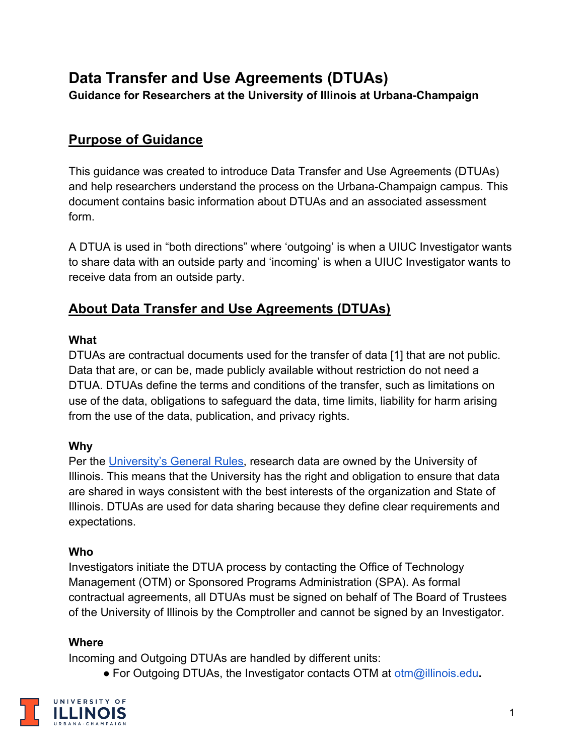# Data Transfer and Use Agreements (DTUAs)

**Guidance for Researchers at the University of Illinois at Urbana-Champaign**

## Purpose of Guidance

This guidance was created to introduce Data Transfer and Use Agreements (DTUAs) and help researchers understand the process on the Urbana-Champaign campus. This document contains basic information about DTUAs and an associated assessment form.

A DTUA is used in "both directions" where 'outgoing' is when a UIUC Investigator wants to share data with an outside party and 'incoming' is when a UIUC Investigator wants to receive data from an outside party.

## About Data Transfer and Use Agreements (DTUAs)

### What

DTUAs are contractual documents used for the transfer of data [1] that are not public. Data that are, or can be, made publicly available without restriction do not need a DTUA. DTUAs define the terms and conditions of the transfer, such as limitations on use of the data, obligations to safeguard the data, time limits, liability for harm arising from the use of the data, publication, and privacy rights.

### Why

Per the University's General Rules, research data are owned by the University of Illinois. This means that the University has the right and obligation to ensure that data are shared in ways consistent with the best interests of the organization and State of Illinois. DTUAs are used for data sharing because they define clear requirements and expectations.

### Who

Investigators initiate the DTUA process by contacting the Office of Technology Management (OTM) or Sponsored Programs Administration (SPA). As formal contractual agreements, all DTUAs must be signed on behalf of The Board of Trustees of the University of Illinois by the Comptroller and cannot be signed by an Investigator.

### Where

Incoming and Outgoing DTUAs are handled by different units:

- For Outgoing DTUAs, the Investigator contacts OTM at otm@illinois.edu.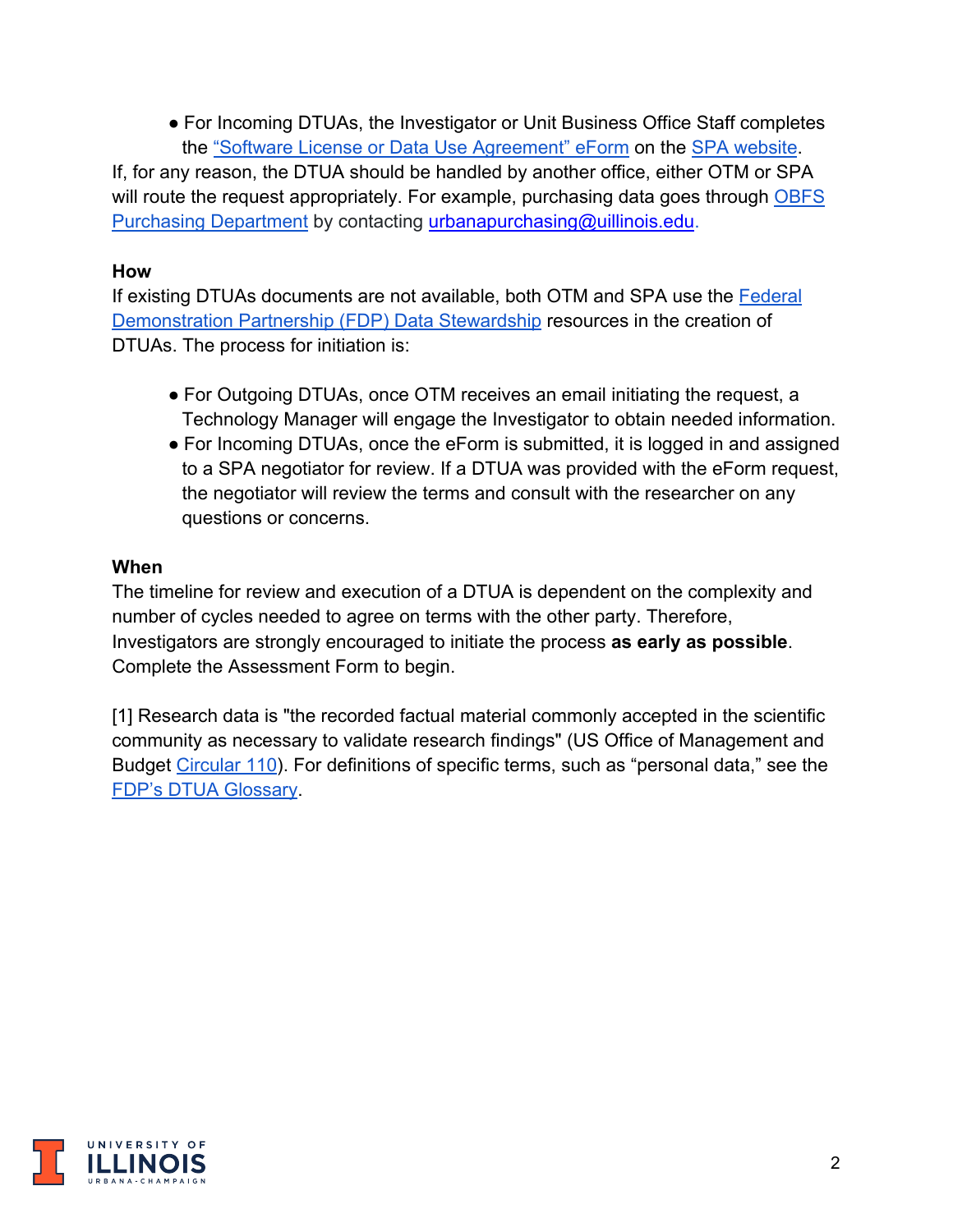- For Incoming DTUAs, the Investigator or Unit Business Office Staff completes the [“Software License or Data Use Agreement” eForm]() on the [SPA website]().

If, for any reason, the DTUA should be handled by another office, either OTM or SPA will route the request appropriately. For example, purchasing data goes through [OBFS Purchasing Department]() by contacting [urbanapurchasing@uillinois.edu]().

**How**

If existing DTUAs documents are not available, both OTM and SPA use the [Federal Demonstration Partnership (FDP) Data Stewardship]() resources in the creation of DTUAs. The process for initiation is:

- For Outgoing DTUAs, once OTM receives an email initiating the request, a Technology Manager will engage the Investigator to obtain needed information.
- For Incoming DTUAs, once the eForm is submitted, it is logged in and assigned to a SPA negotiator for review. If a DTUA was provided with the eForm request, the negotiator will review the terms and consult with the researcher on any questions or concerns.

**When**

The timeline for review and execution of a DTUA is dependent on the complexity and number of cycles needed to agree on terms with the other party. Therefore, Investigators are strongly encouraged to initiate the process **as early as possible**. Complete the Assessment Form to begin.

[1] Research data is "the recorded factual material commonly accepted in the scientific community as necessary to validate research findings" (US Office of Management and Budget [Circular 110]()). For definitions of specific terms, such as “personal data,” see the [FDP’s DTUA Glossary]().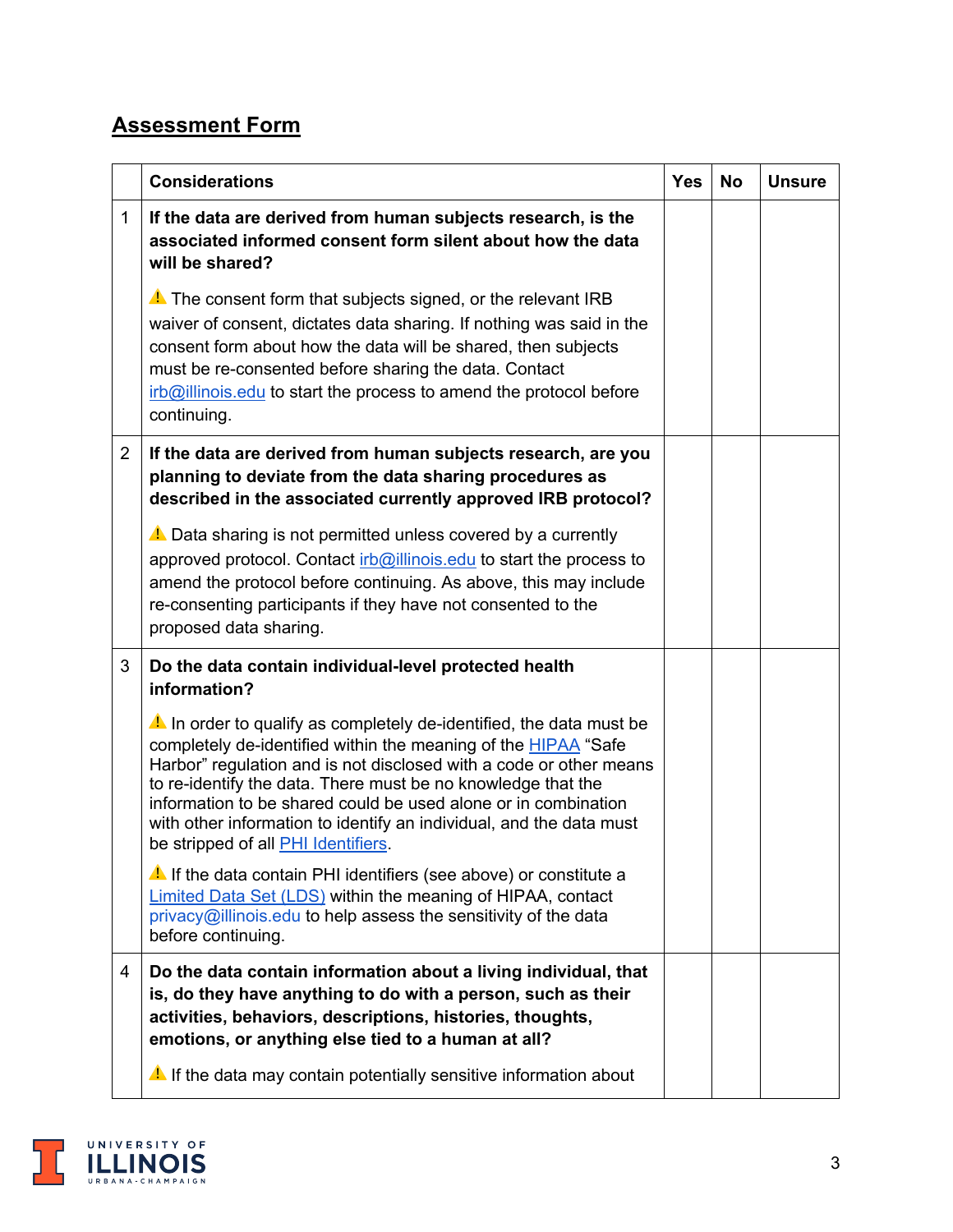## **Assessment Form**

| | Considerations | Yes | No | Unsure |
|---|---|---|---|---|
| 1 | **If the data are derived from human subjects research, is the associated informed consent form silent about how the data will be shared?**<br><br>⚠️ The consent form that subjects signed, or the relevant IRB waiver of consent, dictates data sharing. If nothing was said in the consent form about how the data will be shared, then subjects must be re-consented before sharing the data. Contact [irb@illinois.edu](mailto:irb@illinois.edu) to start the process to amend the protocol before continuing. | | | |
| 2 | **If the data are derived from human subjects research, are you planning to deviate from the data sharing procedures as described in the associated currently approved IRB protocol?**<br><br>⚠️ Data sharing is not permitted unless covered by a currently approved protocol. Contact [irb@illinois.edu](mailto:irb@illinois.edu) to start the process to amend the protocol before continuing. As above, this may include re-consenting participants if they have not consented to the proposed data sharing. | | | |
| 3 | **Do the data contain individual-level protected health information?**<br><br>⚠️ In order to qualify as completely de-identified, the data must be completely de-identified within the meaning of the HIPAA "Safe Harbor" regulation and is not disclosed with a code or other means to re-identify the data. There must be no knowledge that the information to be shared could be used alone or in combination with other information to identify an individual, and the data must be stripped of all PHI Identifiers.<br><br>⚠️ If the data contain PHI identifiers (see above) or constitute a Limited Data Set (LDS) within the meaning of HIPAA, contact privacy@illinois.edu to help assess the sensitivity of the data before continuing. | | | |
| 4 | **Do the data contain information about a living individual, that is, do they have anything to do with a person, such as their activities, behaviors, descriptions, histories, thoughts, emotions, or anything else tied to a human at all?**<br><br>⚠️ If the data may contain potentially sensitive information about | | | |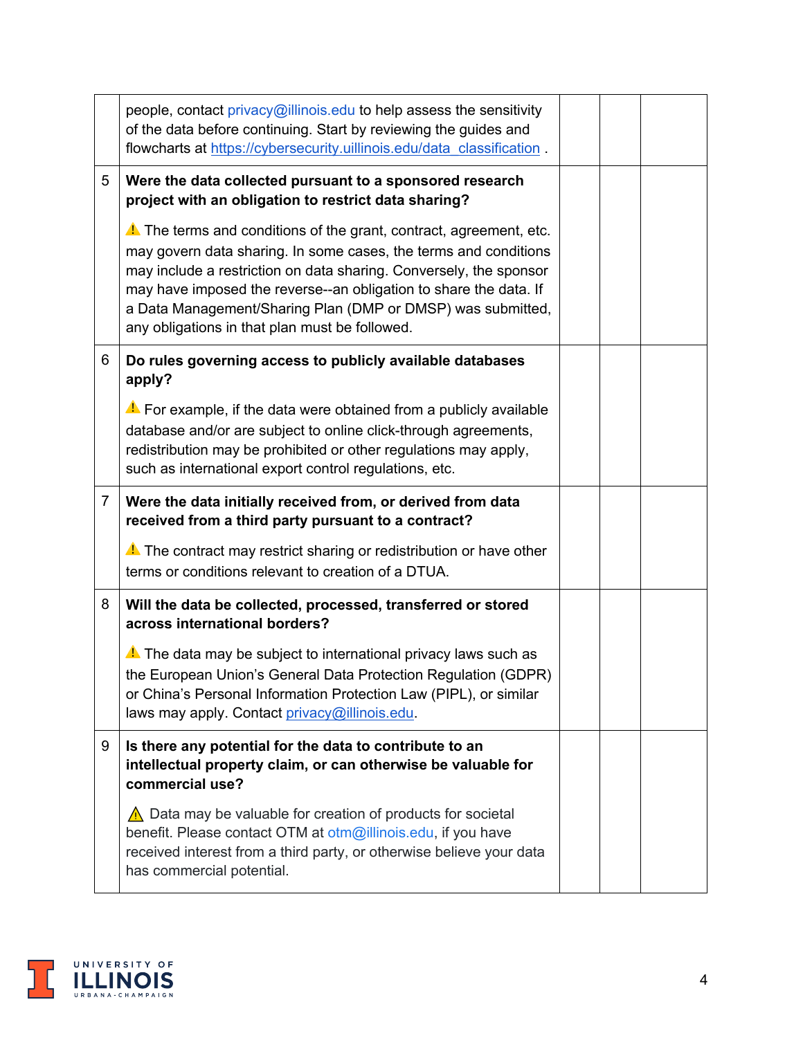| | | | | |
|---|---|---|---|---|
| | people, contact privacy@illinois.edu to help assess the sensitivity of the data before continuing. Start by reviewing the guides and flowcharts at https://cybersecurity.uillinois.edu/data_classification . | | | |
| 5 | **Were the data collected pursuant to a sponsored research project with an obligation to restrict data sharing?**<br><br>⚠️ The terms and conditions of the grant, contract, agreement, etc. may govern data sharing. In some cases, the terms and conditions may include a restriction on data sharing. Conversely, the sponsor may have imposed the reverse--an obligation to share the data. If a Data Management/Sharing Plan (DMP or DMSP) was submitted, any obligations in that plan must be followed. | | | |
| 6 | **Do rules governing access to publicly available databases apply?**<br><br>⚠️ For example, if the data were obtained from a publicly available database and/or are subject to online click-through agreements, redistribution may be prohibited or other regulations may apply, such as international export control regulations, etc. | | | |
| 7 | **Were the data initially received from, or derived from data received from a third party pursuant to a contract?**<br><br>⚠️ The contract may restrict sharing or redistribution or have other terms or conditions relevant to creation of a DTUA. | | | |
| 8 | **Will the data be collected, processed, transferred or stored across international borders?**<br><br>⚠️ The data may be subject to international privacy laws such as the European Union's General Data Protection Regulation (GDPR) or China's Personal Information Protection Law (PIPL), or similar laws may apply. Contact privacy@illinois.edu. | | | |
| 9 | **Is there any potential for the data to contribute to an intellectual property claim, or can otherwise be valuable for commercial use?**<br><br>⚠️ Data may be valuable for creation of products for societal benefit. Please contact OTM at otm@illinois.edu, if you have received interest from a third party, or otherwise believe your data has commercial potential. | | | |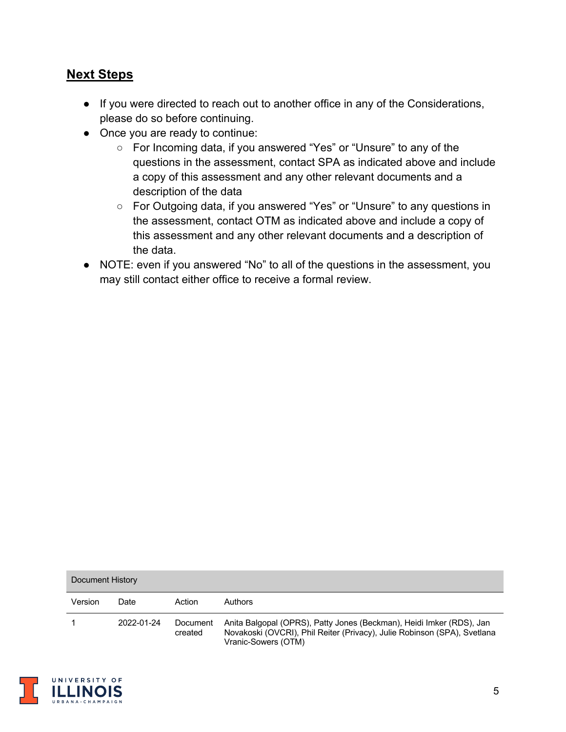## **Next Steps**

- If you were directed to reach out to another office in any of the Considerations, please do so before continuing.
- Once you are ready to continue:
  - For Incoming data, if you answered “Yes” or “Unsure” to any of the questions in the assessment, contact SPA as indicated above and include a copy of this assessment and any other relevant documents and a description of the data
  - For Outgoing data, if you answered “Yes” or “Unsure” to any questions in the assessment, contact OTM as indicated above and include a copy of this assessment and any other relevant documents and a description of the data.
- NOTE: even if you answered “No” to all of the questions in the assessment, you may still contact either office to receive a formal review.

| Document History | | | |
|---|---|---|---|
| Version | Date | Action | Authors |
| 1 | 2022-01-24 | Document created | Anita Balgopal (OPRS), Patty Jones (Beckman), Heidi Imker (RDS), Jan Novakoski (OVCRI), Phil Reiter (Privacy), Julie Robinson (SPA), Svetlana Vranic-Sowers (OTM) |